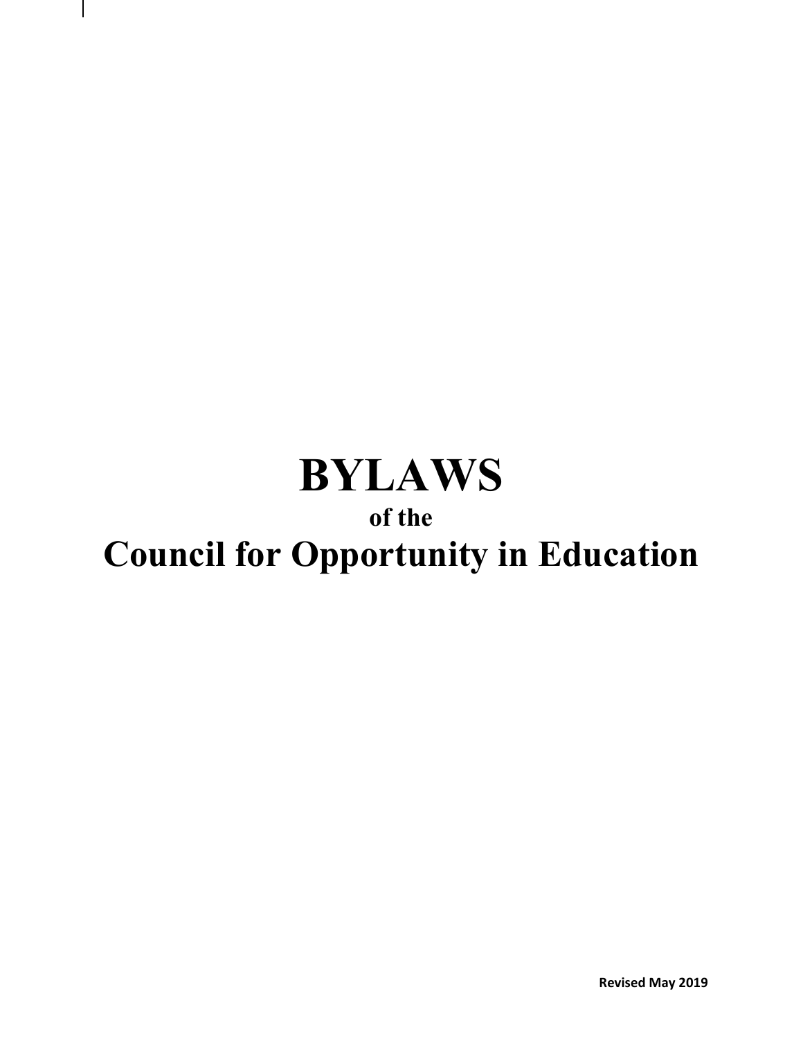# BYLAWS

**of the**

# Council for Opportunity in Education

**Revised May 2019**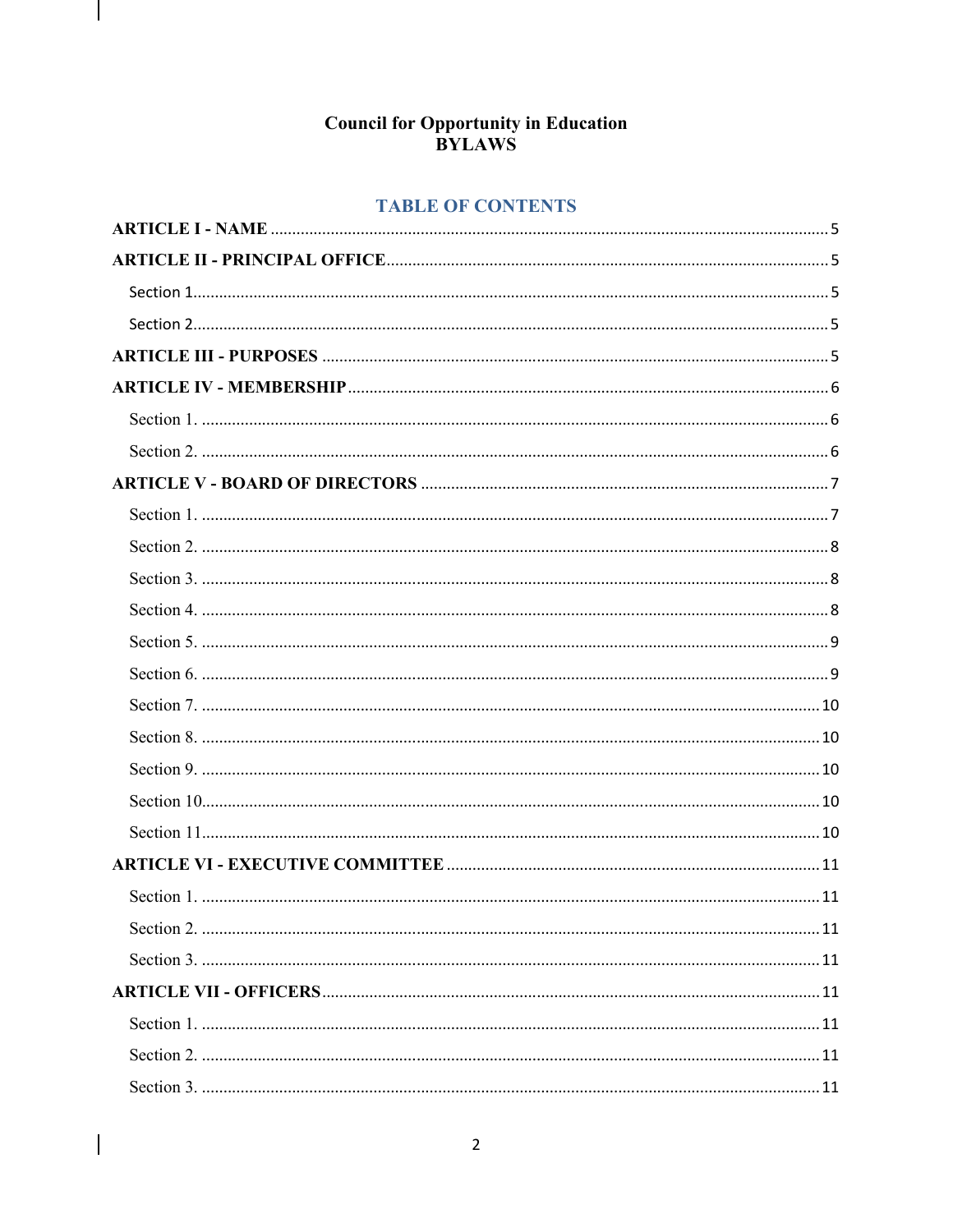# Council for Opportunity in Education
# BYLAWS

## TABLE OF CONTENTS

**ARTICLE I - NAME** ........ 5

**ARTICLE II - PRINCIPAL OFFICE** ........ 5

- Section 1........ 5
- Section 2........ 5

**ARTICLE III - PURPOSES** ........ 5

**ARTICLE IV - MEMBERSHIP** ........ 6

- Section 1. ........ 6
- Section 2. ........ 6

**ARTICLE V - BOARD OF DIRECTORS** ........ 7

- Section 1. ........ 7
- Section 2. ........ 8
- Section 3. ........ 8
- Section 4. ........ 8
- Section 5. ........ 9
- Section 6. ........ 9
- Section 7. ........ 10
- Section 8. ........ 10
- Section 9. ........ 10
- Section 10........ 10
- Section 11........ 10

**ARTICLE VI - EXECUTIVE COMMITTEE** ........ 11

- Section 1. ........ 11
- Section 2. ........ 11
- Section 3. ........ 11

**ARTICLE VII - OFFICERS** ........ 11

- Section 1. ........ 11
- Section 2. ........ 11
- Section 3. ........ 11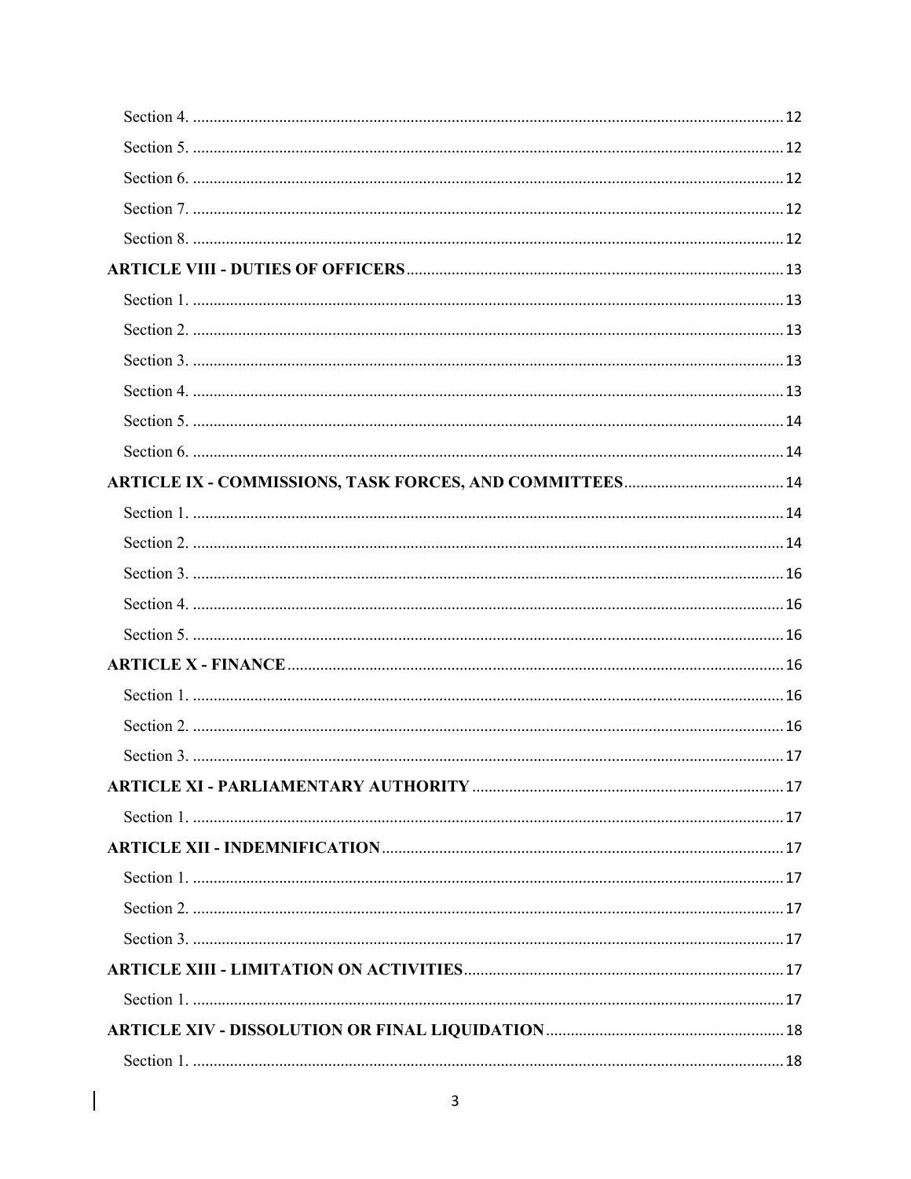Section 4. .............................................................................................................................................. 12

Section 5. .............................................................................................................................................. 12

Section 6. .............................................................................................................................................. 12

Section 7. .............................................................................................................................................. 12

Section 8. .............................................................................................................................................. 12

**ARTICLE VIII - DUTIES OF OFFICERS** ........................................................................................... 13

Section 1. .............................................................................................................................................. 13

Section 2. .............................................................................................................................................. 13

Section 3. .............................................................................................................................................. 13

Section 4. .............................................................................................................................................. 13

Section 5. .............................................................................................................................................. 14

Section 6. .............................................................................................................................................. 14

**ARTICLE IX - COMMISSIONS, TASK FORCES, AND COMMITTEES** ....................................... 14

Section 1. .............................................................................................................................................. 14

Section 2. .............................................................................................................................................. 14

Section 3. .............................................................................................................................................. 16

Section 4. .............................................................................................................................................. 16

Section 5. .............................................................................................................................................. 16

**ARTICLE X - FINANCE** ........................................................................................................................ 16

Section 1. .............................................................................................................................................. 16

Section 2. .............................................................................................................................................. 16

Section 3. .............................................................................................................................................. 17

**ARTICLE XI - PARLIAMENTARY AUTHORITY** ............................................................................ 17

Section 1. .............................................................................................................................................. 17

**ARTICLE XII - INDEMNIFICATION** ................................................................................................. 17

Section 1. .............................................................................................................................................. 17

Section 2. .............................................................................................................................................. 17

Section 3. .............................................................................................................................................. 17

**ARTICLE XIII - LIMITATION ON ACTIVITIES** ............................................................................. 17

Section 1. .............................................................................................................................................. 17

**ARTICLE XIV - DISSOLUTION OR FINAL LIQUIDATION** .......................................................... 18

Section 1. .............................................................................................................................................. 18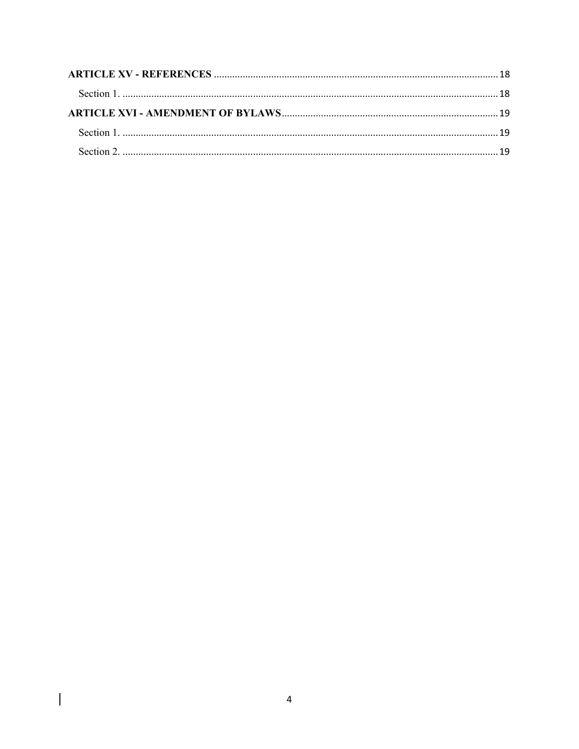**ARTICLE XV - REFERENCES** ........................................................................................................ 18

Section 1. ........................................................................................................................................ 18

**ARTICLE XVI - AMENDMENT OF BYLAWS** ................................................................................ 19

Section 1. ........................................................................................................................................ 19

Section 2. ........................................................................................................................................ 19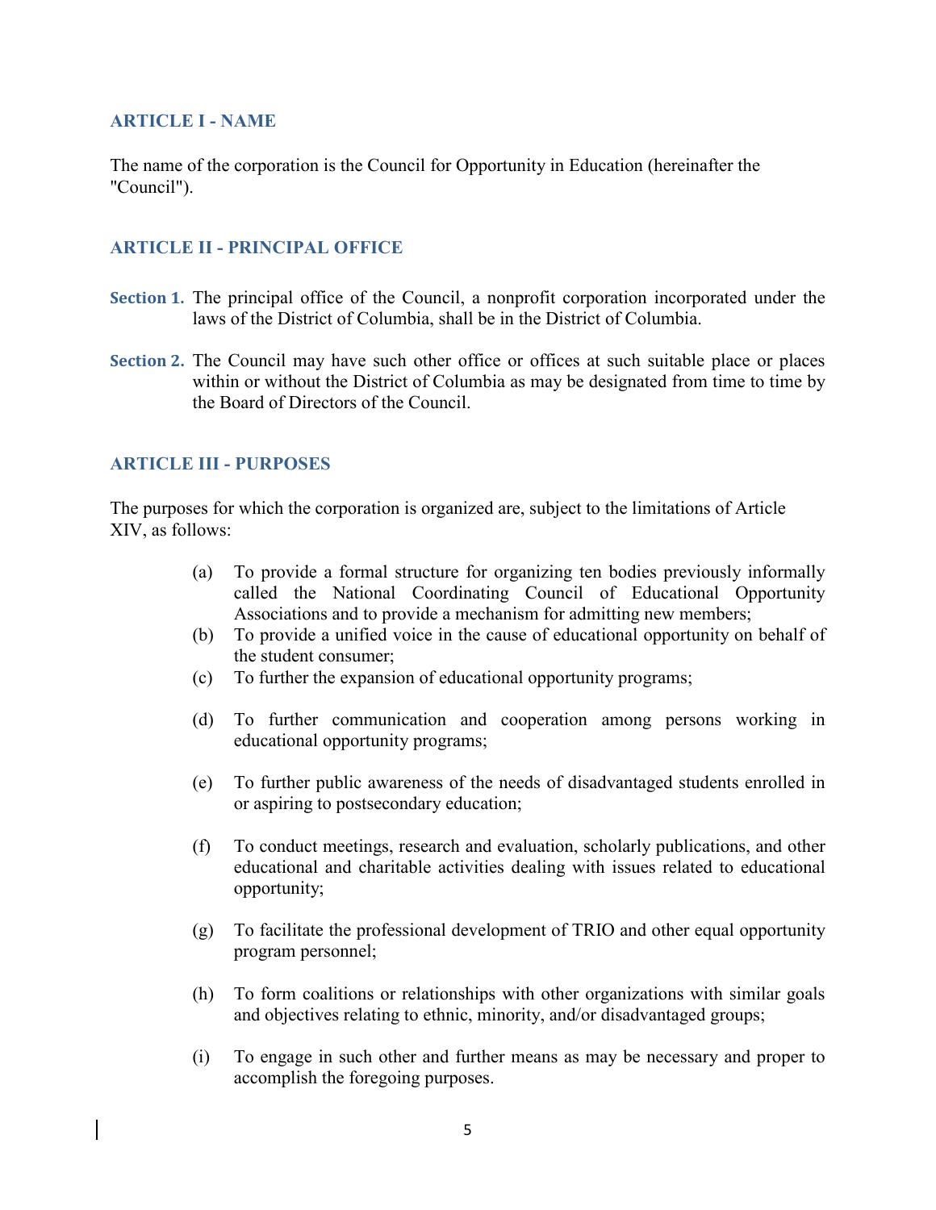## ARTICLE I - NAME

The name of the corporation is the Council for Opportunity in Education (hereinafter the "Council").

## ARTICLE II - PRINCIPAL OFFICE

**Section 1.** The principal office of the Council, a nonprofit corporation incorporated under the laws of the District of Columbia, shall be in the District of Columbia.

**Section 2.** The Council may have such other office or offices at such suitable place or places within or without the District of Columbia as may be designated from time to time by the Board of Directors of the Council.

## ARTICLE III - PURPOSES

The purposes for which the corporation is organized are, subject to the limitations of Article XIV, as follows:

(a) To provide a formal structure for organizing ten bodies previously informally called the National Coordinating Council of Educational Opportunity Associations and to provide a mechanism for admitting new members;

(b) To provide a unified voice in the cause of educational opportunity on behalf of the student consumer;

(c) To further the expansion of educational opportunity programs;

(d) To further communication and cooperation among persons working in educational opportunity programs;

(e) To further public awareness of the needs of disadvantaged students enrolled in or aspiring to postsecondary education;

(f) To conduct meetings, research and evaluation, scholarly publications, and other educational and charitable activities dealing with issues related to educational opportunity;

(g) To facilitate the professional development of TRIO and other equal opportunity program personnel;

(h) To form coalitions or relationships with other organizations with similar goals and objectives relating to ethnic, minority, and/or disadvantaged groups;

(i) To engage in such other and further means as may be necessary and proper to accomplish the foregoing purposes.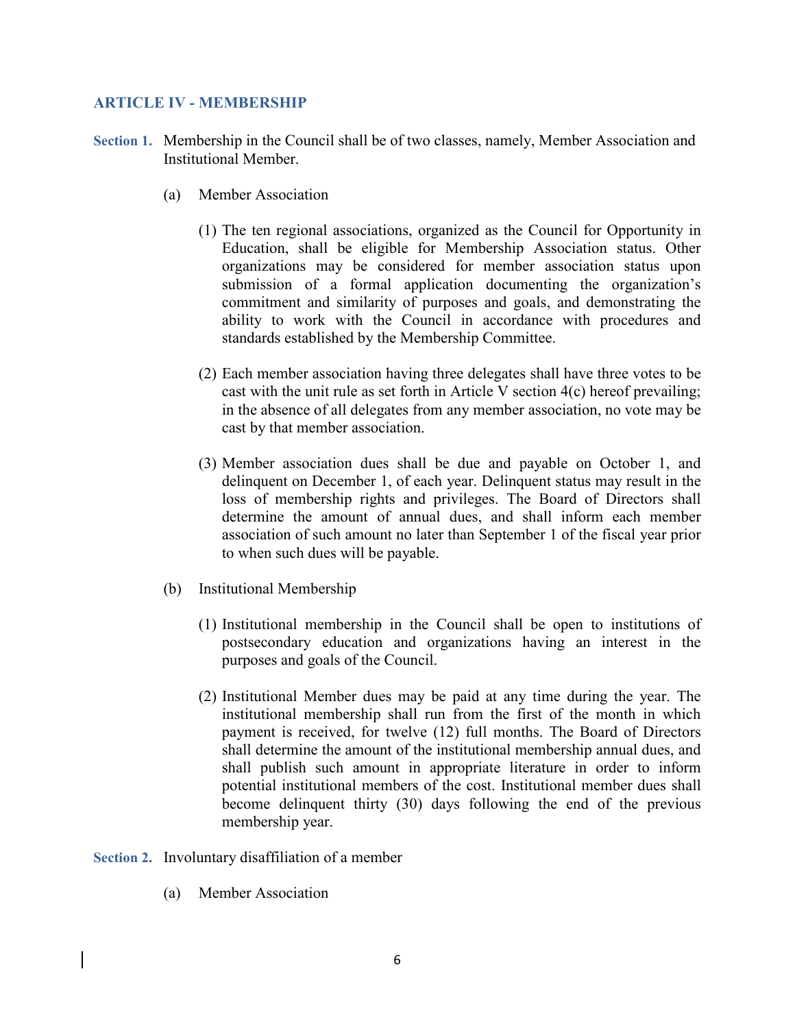## ARTICLE IV - MEMBERSHIP

**Section 1.** Membership in the Council shall be of two classes, namely, Member Association and Institutional Member.

(a) Member Association

(1) The ten regional associations, organized as the Council for Opportunity in Education, shall be eligible for Membership Association status. Other organizations may be considered for member association status upon submission of a formal application documenting the organization's commitment and similarity of purposes and goals, and demonstrating the ability to work with the Council in accordance with procedures and standards established by the Membership Committee.

(2) Each member association having three delegates shall have three votes to be cast with the unit rule as set forth in Article V section 4(c) hereof prevailing; in the absence of all delegates from any member association, no vote may be cast by that member association.

(3) Member association dues shall be due and payable on October 1, and delinquent on December 1, of each year. Delinquent status may result in the loss of membership rights and privileges. The Board of Directors shall determine the amount of annual dues, and shall inform each member association of such amount no later than September 1 of the fiscal year prior to when such dues will be payable.

(b) Institutional Membership

(1) Institutional membership in the Council shall be open to institutions of postsecondary education and organizations having an interest in the purposes and goals of the Council.

(2) Institutional Member dues may be paid at any time during the year. The institutional membership shall run from the first of the month in which payment is received, for twelve (12) full months. The Board of Directors shall determine the amount of the institutional membership annual dues, and shall publish such amount in appropriate literature in order to inform potential institutional members of the cost. Institutional member dues shall become delinquent thirty (30) days following the end of the previous membership year.

**Section 2.** Involuntary disaffiliation of a member

(a) Member Association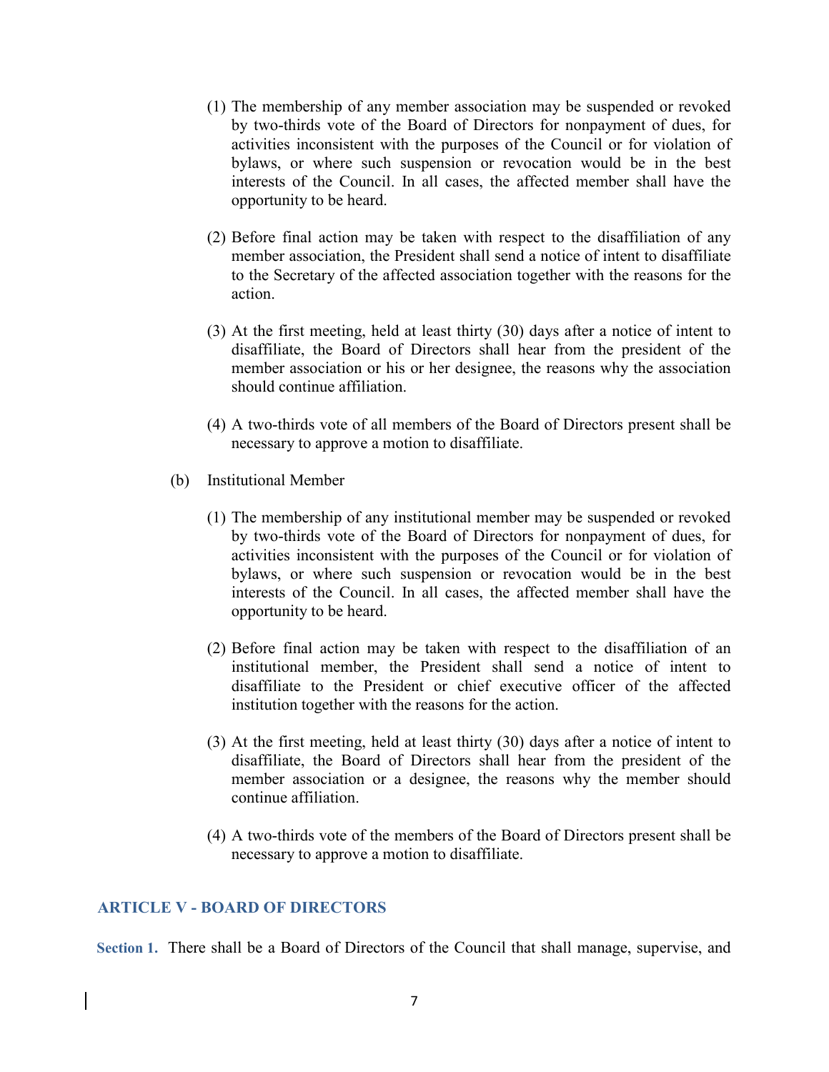(1) The membership of any member association may be suspended or revoked by two-thirds vote of the Board of Directors for nonpayment of dues, for activities inconsistent with the purposes of the Council or for violation of bylaws, or where such suspension or revocation would be in the best interests of the Council. In all cases, the affected member shall have the opportunity to be heard.

(2) Before final action may be taken with respect to the disaffiliation of any member association, the President shall send a notice of intent to disaffiliate to the Secretary of the affected association together with the reasons for the action.

(3) At the first meeting, held at least thirty (30) days after a notice of intent to disaffiliate, the Board of Directors shall hear from the president of the member association or his or her designee, the reasons why the association should continue affiliation.

(4) A two-thirds vote of all members of the Board of Directors present shall be necessary to approve a motion to disaffiliate.

(b) Institutional Member

(1) The membership of any institutional member may be suspended or revoked by two-thirds vote of the Board of Directors for nonpayment of dues, for activities inconsistent with the purposes of the Council or for violation of bylaws, or where such suspension or revocation would be in the best interests of the Council. In all cases, the affected member shall have the opportunity to be heard.

(2) Before final action may be taken with respect to the disaffiliation of an institutional member, the President shall send a notice of intent to disaffiliate to the President or chief executive officer of the affected institution together with the reasons for the action.

(3) At the first meeting, held at least thirty (30) days after a notice of intent to disaffiliate, the Board of Directors shall hear from the president of the member association or a designee, the reasons why the member should continue affiliation.

(4) A two-thirds vote of the members of the Board of Directors present shall be necessary to approve a motion to disaffiliate.

## ARTICLE V - BOARD OF DIRECTORS

**Section 1.** There shall be a Board of Directors of the Council that shall manage, supervise, and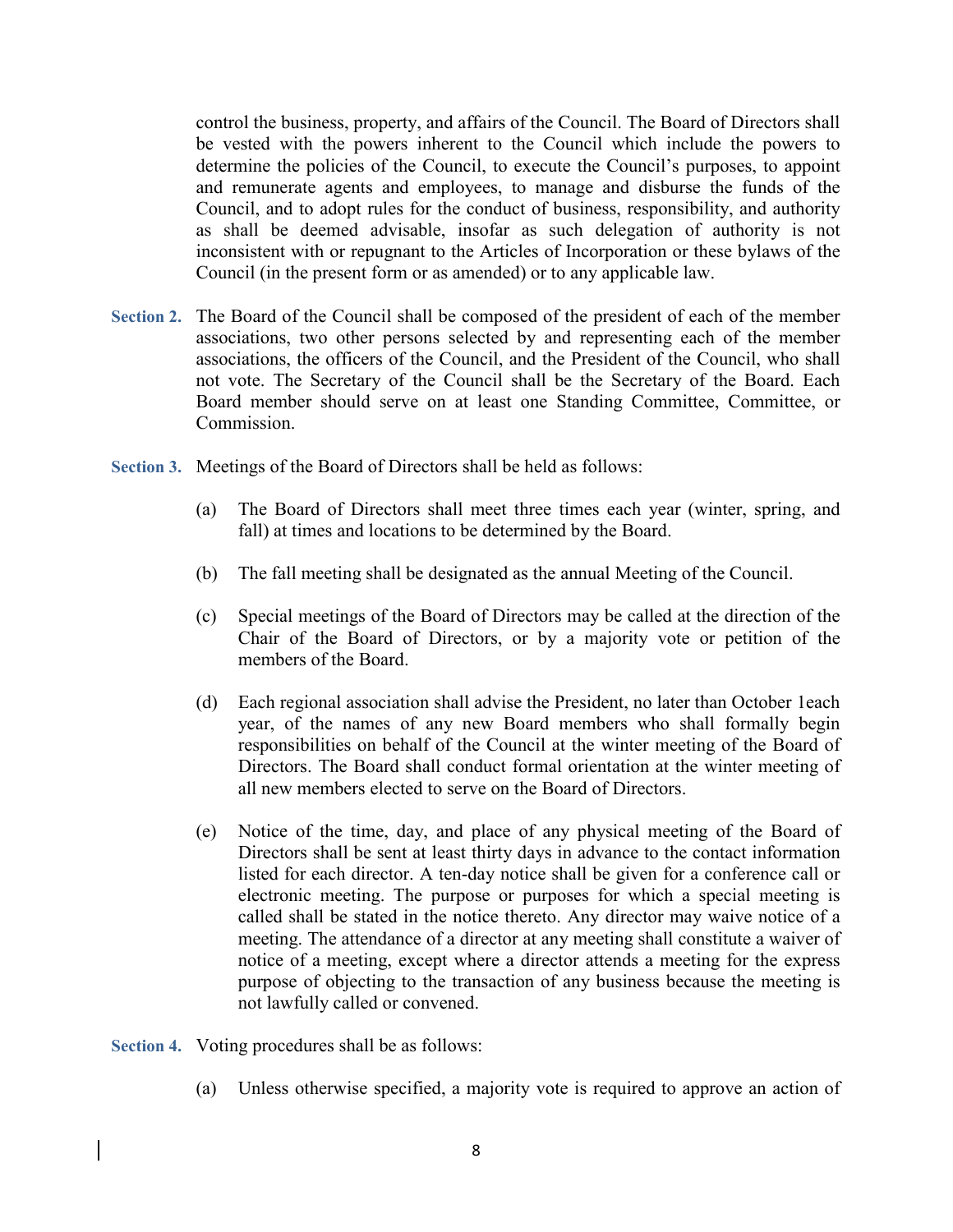control the business, property, and affairs of the Council. The Board of Directors shall be vested with the powers inherent to the Council which include the powers to determine the policies of the Council, to execute the Council's purposes, to appoint and remunerate agents and employees, to manage and disburse the funds of the Council, and to adopt rules for the conduct of business, responsibility, and authority as shall be deemed advisable, insofar as such delegation of authority is not inconsistent with or repugnant to the Articles of Incorporation or these bylaws of the Council (in the present form or as amended) or to any applicable law.

**Section 2.** The Board of the Council shall be composed of the president of each of the member associations, two other persons selected by and representing each of the member associations, the officers of the Council, and the President of the Council, who shall not vote. The Secretary of the Council shall be the Secretary of the Board. Each Board member should serve on at least one Standing Committee, Committee, or Commission.

**Section 3.** Meetings of the Board of Directors shall be held as follows:

(a) The Board of Directors shall meet three times each year (winter, spring, and fall) at times and locations to be determined by the Board.

(b) The fall meeting shall be designated as the annual Meeting of the Council.

(c) Special meetings of the Board of Directors may be called at the direction of the Chair of the Board of Directors, or by a majority vote or petition of the members of the Board.

(d) Each regional association shall advise the President, no later than October 1each year, of the names of any new Board members who shall formally begin responsibilities on behalf of the Council at the winter meeting of the Board of Directors. The Board shall conduct formal orientation at the winter meeting of all new members elected to serve on the Board of Directors.

(e) Notice of the time, day, and place of any physical meeting of the Board of Directors shall be sent at least thirty days in advance to the contact information listed for each director. A ten-day notice shall be given for a conference call or electronic meeting. The purpose or purposes for which a special meeting is called shall be stated in the notice thereto. Any director may waive notice of a meeting. The attendance of a director at any meeting shall constitute a waiver of notice of a meeting, except where a director attends a meeting for the express purpose of objecting to the transaction of any business because the meeting is not lawfully called or convened.

**Section 4.** Voting procedures shall be as follows:

(a) Unless otherwise specified, a majority vote is required to approve an action of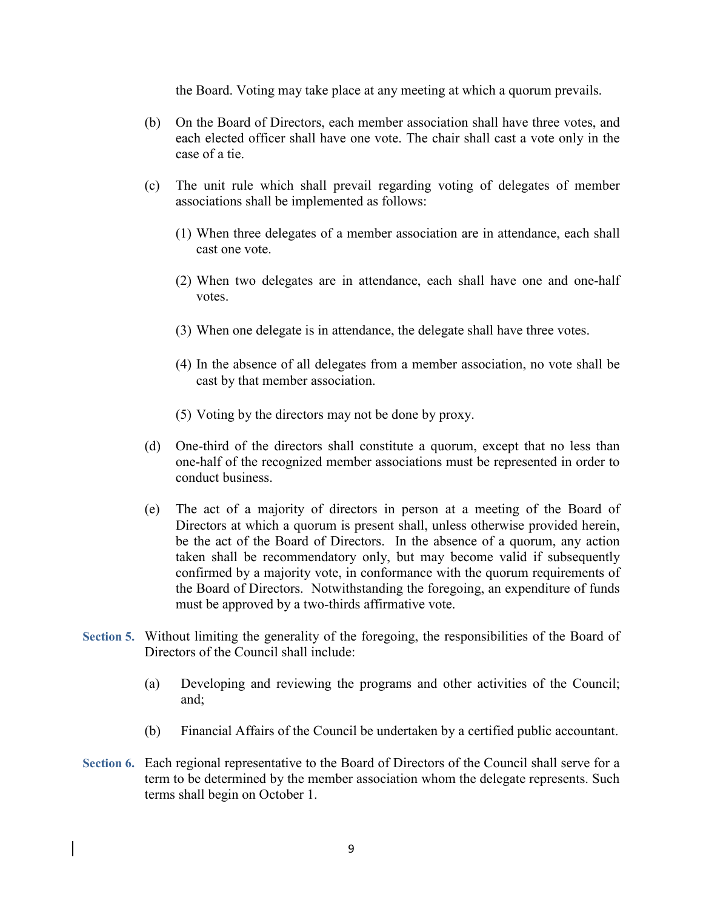the Board. Voting may take place at any meeting at which a quorum prevails.

(b) On the Board of Directors, each member association shall have three votes, and each elected officer shall have one vote. The chair shall cast a vote only in the case of a tie.

(c) The unit rule which shall prevail regarding voting of delegates of member associations shall be implemented as follows:

(1) When three delegates of a member association are in attendance, each shall cast one vote.

(2) When two delegates are in attendance, each shall have one and one-half votes.

(3) When one delegate is in attendance, the delegate shall have three votes.

(4) In the absence of all delegates from a member association, no vote shall be cast by that member association.

(5) Voting by the directors may not be done by proxy.

(d) One-third of the directors shall constitute a quorum, except that no less than one-half of the recognized member associations must be represented in order to conduct business.

(e) The act of a majority of directors in person at a meeting of the Board of Directors at which a quorum is present shall, unless otherwise provided herein, be the act of the Board of Directors. In the absence of a quorum, any action taken shall be recommendatory only, but may become valid if subsequently confirmed by a majority vote, in conformance with the quorum requirements of the Board of Directors. Notwithstanding the foregoing, an expenditure of funds must be approved by a two-thirds affirmative vote.

**Section 5.** Without limiting the generality of the foregoing, the responsibilities of the Board of Directors of the Council shall include:

(a) Developing and reviewing the programs and other activities of the Council; and;

(b) Financial Affairs of the Council be undertaken by a certified public accountant.

**Section 6.** Each regional representative to the Board of Directors of the Council shall serve for a term to be determined by the member association whom the delegate represents. Such terms shall begin on October 1.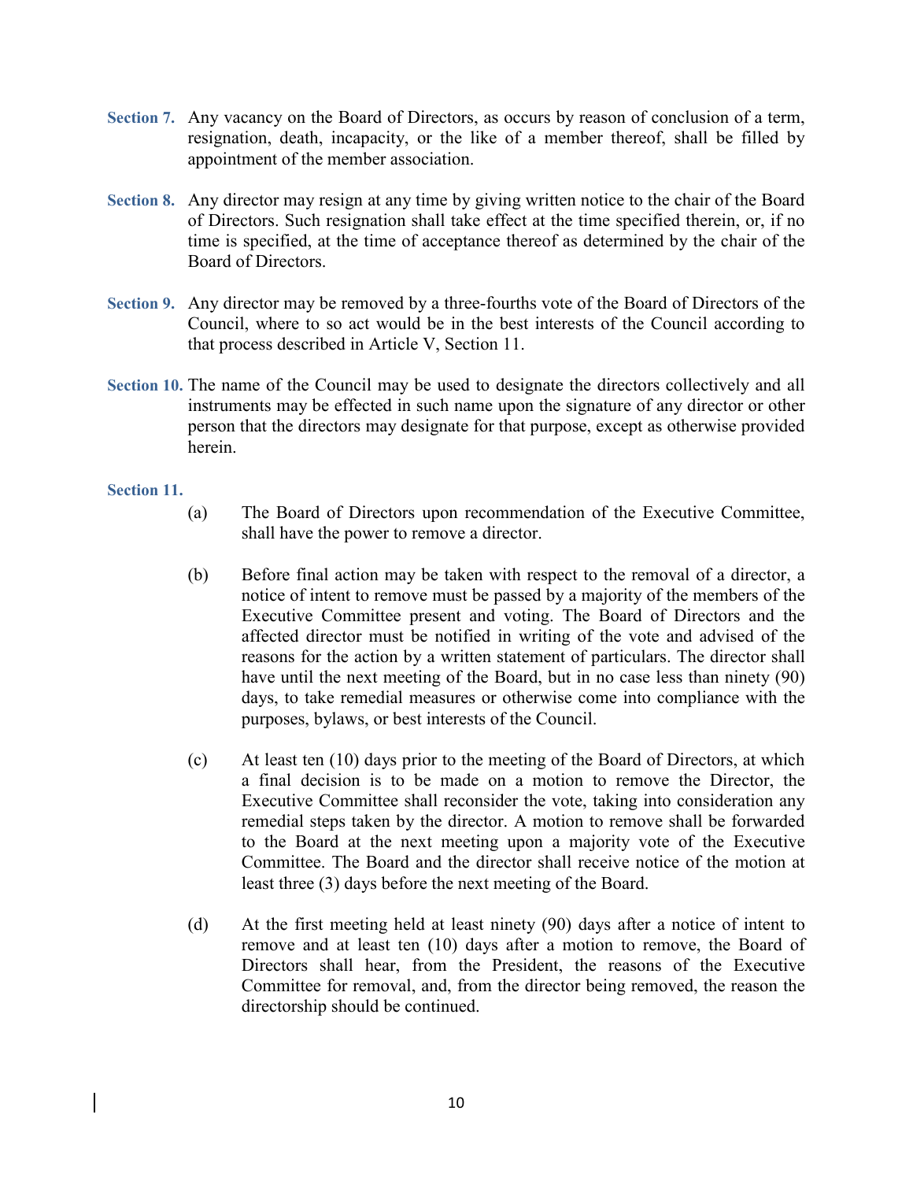**Section 7.** Any vacancy on the Board of Directors, as occurs by reason of conclusion of a term, resignation, death, incapacity, or the like of a member thereof, shall be filled by appointment of the member association.

**Section 8.** Any director may resign at any time by giving written notice to the chair of the Board of Directors. Such resignation shall take effect at the time specified therein, or, if no time is specified, at the time of acceptance thereof as determined by the chair of the Board of Directors.

**Section 9.** Any director may be removed by a three-fourths vote of the Board of Directors of the Council, where to so act would be in the best interests of the Council according to that process described in Article V, Section 11.

**Section 10.** The name of the Council may be used to designate the directors collectively and all instruments may be effected in such name upon the signature of any director or other person that the directors may designate for that purpose, except as otherwise provided herein.

**Section 11.**

(a) The Board of Directors upon recommendation of the Executive Committee, shall have the power to remove a director.

(b) Before final action may be taken with respect to the removal of a director, a notice of intent to remove must be passed by a majority of the members of the Executive Committee present and voting. The Board of Directors and the affected director must be notified in writing of the vote and advised of the reasons for the action by a written statement of particulars. The director shall have until the next meeting of the Board, but in no case less than ninety (90) days, to take remedial measures or otherwise come into compliance with the purposes, bylaws, or best interests of the Council.

(c) At least ten (10) days prior to the meeting of the Board of Directors, at which a final decision is to be made on a motion to remove the Director, the Executive Committee shall reconsider the vote, taking into consideration any remedial steps taken by the director. A motion to remove shall be forwarded to the Board at the next meeting upon a majority vote of the Executive Committee. The Board and the director shall receive notice of the motion at least three (3) days before the next meeting of the Board.

(d) At the first meeting held at least ninety (90) days after a notice of intent to remove and at least ten (10) days after a motion to remove, the Board of Directors shall hear, from the President, the reasons of the Executive Committee for removal, and, from the director being removed, the reason the directorship should be continued.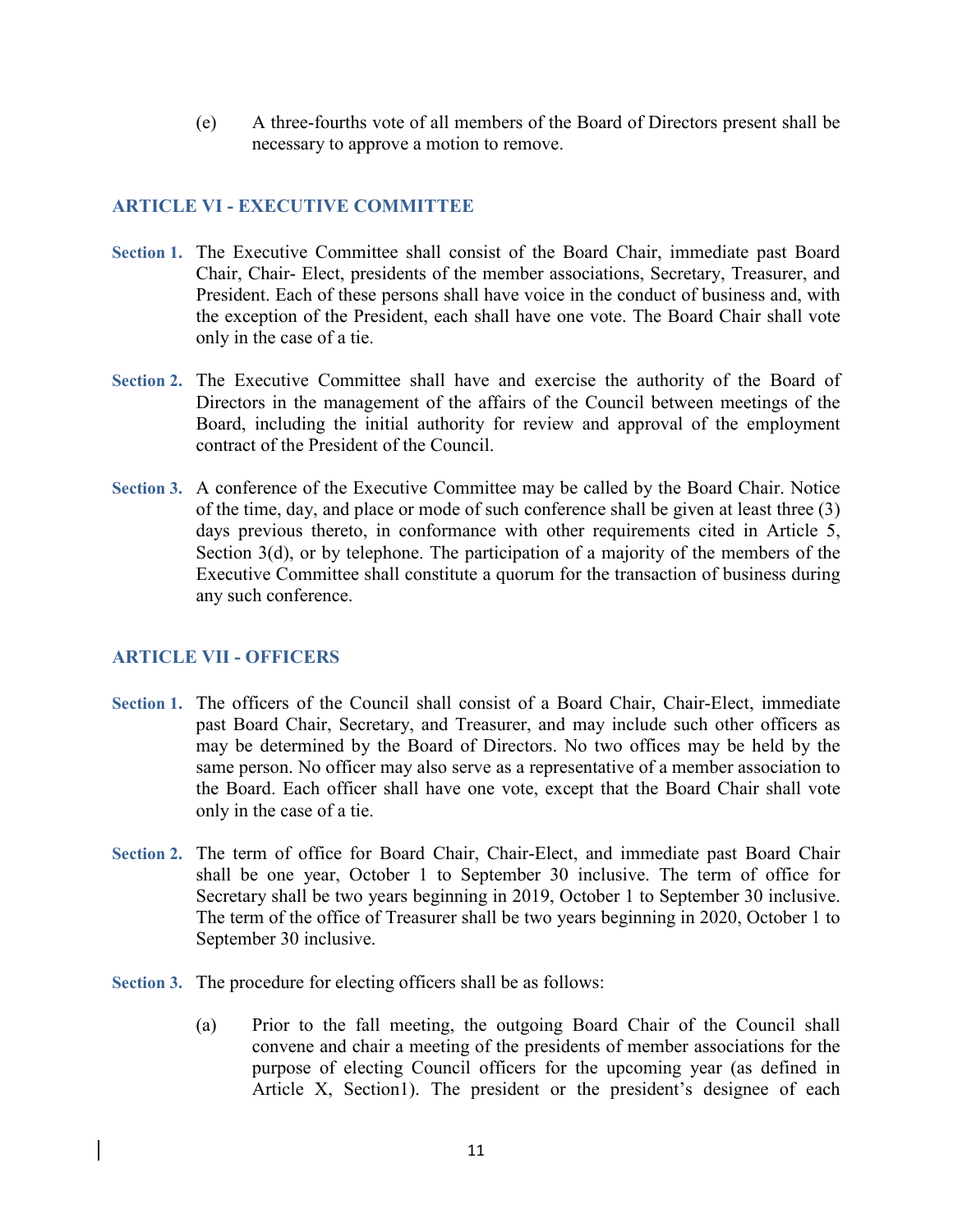(e) A three-fourths vote of all members of the Board of Directors present shall be necessary to approve a motion to remove.

## ARTICLE VI - EXECUTIVE COMMITTEE

**Section 1.** The Executive Committee shall consist of the Board Chair, immediate past Board Chair, Chair- Elect, presidents of the member associations, Secretary, Treasurer, and President. Each of these persons shall have voice in the conduct of business and, with the exception of the President, each shall have one vote. The Board Chair shall vote only in the case of a tie.

**Section 2.** The Executive Committee shall have and exercise the authority of the Board of Directors in the management of the affairs of the Council between meetings of the Board, including the initial authority for review and approval of the employment contract of the President of the Council.

**Section 3.** A conference of the Executive Committee may be called by the Board Chair. Notice of the time, day, and place or mode of such conference shall be given at least three (3) days previous thereto, in conformance with other requirements cited in Article 5, Section 3(d), or by telephone. The participation of a majority of the members of the Executive Committee shall constitute a quorum for the transaction of business during any such conference.

## ARTICLE VII - OFFICERS

**Section 1.** The officers of the Council shall consist of a Board Chair, Chair-Elect, immediate past Board Chair, Secretary, and Treasurer, and may include such other officers as may be determined by the Board of Directors. No two offices may be held by the same person. No officer may also serve as a representative of a member association to the Board. Each officer shall have one vote, except that the Board Chair shall vote only in the case of a tie.

**Section 2.** The term of office for Board Chair, Chair-Elect, and immediate past Board Chair shall be one year, October 1 to September 30 inclusive. The term of office for Secretary shall be two years beginning in 2019, October 1 to September 30 inclusive. The term of the office of Treasurer shall be two years beginning in 2020, October 1 to September 30 inclusive.

**Section 3.** The procedure for electing officers shall be as follows:

(a) Prior to the fall meeting, the outgoing Board Chair of the Council shall convene and chair a meeting of the presidents of member associations for the purpose of electing Council officers for the upcoming year (as defined in Article X, Section1). The president or the president's designee of each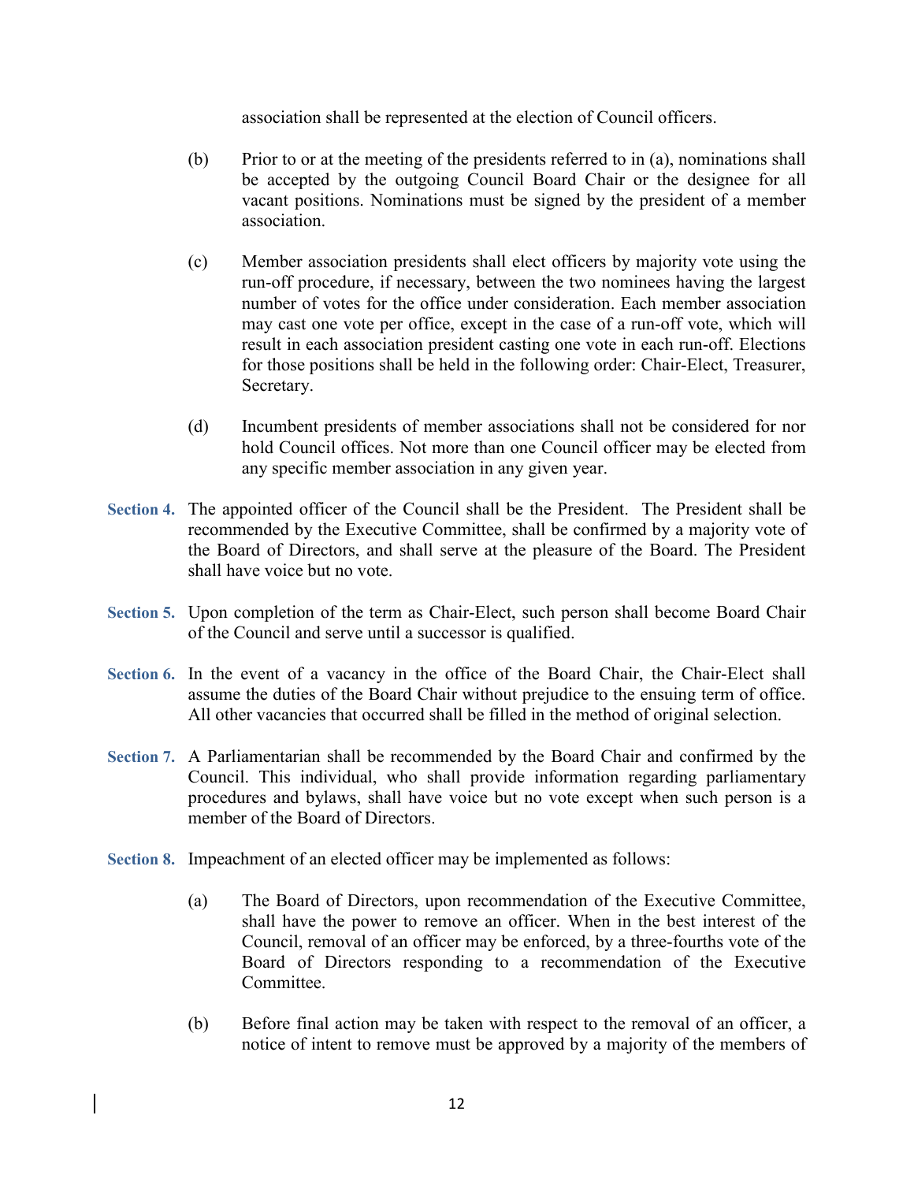association shall be represented at the election of Council officers.

(b) Prior to or at the meeting of the presidents referred to in (a), nominations shall be accepted by the outgoing Council Board Chair or the designee for all vacant positions. Nominations must be signed by the president of a member association.

(c) Member association presidents shall elect officers by majority vote using the run-off procedure, if necessary, between the two nominees having the largest number of votes for the office under consideration. Each member association may cast one vote per office, except in the case of a run-off vote, which will result in each association president casting one vote in each run-off. Elections for those positions shall be held in the following order: Chair-Elect, Treasurer, Secretary.

(d) Incumbent presidents of member associations shall not be considered for nor hold Council offices. Not more than one Council officer may be elected from any specific member association in any given year.

**Section 4.** The appointed officer of the Council shall be the President. The President shall be recommended by the Executive Committee, shall be confirmed by a majority vote of the Board of Directors, and shall serve at the pleasure of the Board. The President shall have voice but no vote.

**Section 5.** Upon completion of the term as Chair-Elect, such person shall become Board Chair of the Council and serve until a successor is qualified.

**Section 6.** In the event of a vacancy in the office of the Board Chair, the Chair-Elect shall assume the duties of the Board Chair without prejudice to the ensuing term of office. All other vacancies that occurred shall be filled in the method of original selection.

**Section 7.** A Parliamentarian shall be recommended by the Board Chair and confirmed by the Council. This individual, who shall provide information regarding parliamentary procedures and bylaws, shall have voice but no vote except when such person is a member of the Board of Directors.

**Section 8.** Impeachment of an elected officer may be implemented as follows:

(a) The Board of Directors, upon recommendation of the Executive Committee, shall have the power to remove an officer. When in the best interest of the Council, removal of an officer may be enforced, by a three-fourths vote of the Board of Directors responding to a recommendation of the Executive Committee.

(b) Before final action may be taken with respect to the removal of an officer, a notice of intent to remove must be approved by a majority of the members of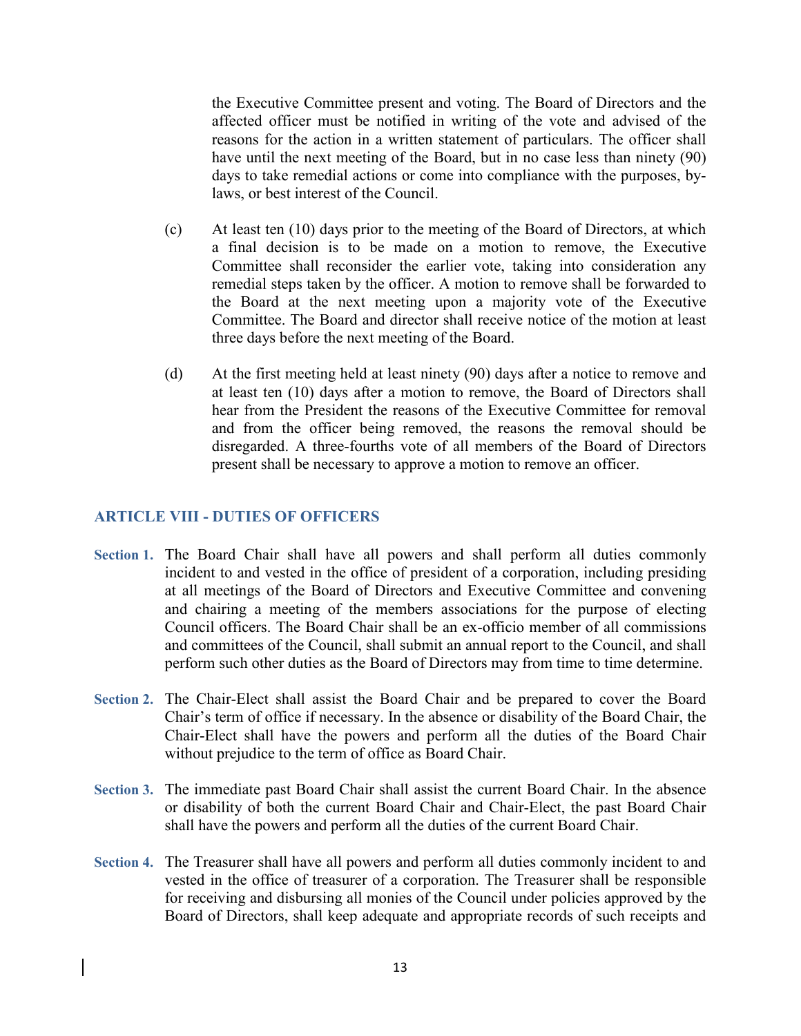the Executive Committee present and voting. The Board of Directors and the affected officer must be notified in writing of the vote and advised of the reasons for the action in a written statement of particulars. The officer shall have until the next meeting of the Board, but in no case less than ninety (90) days to take remedial actions or come into compliance with the purposes, by-laws, or best interest of the Council.

(c) At least ten (10) days prior to the meeting of the Board of Directors, at which a final decision is to be made on a motion to remove, the Executive Committee shall reconsider the earlier vote, taking into consideration any remedial steps taken by the officer. A motion to remove shall be forwarded to the Board at the next meeting upon a majority vote of the Executive Committee. The Board and director shall receive notice of the motion at least three days before the next meeting of the Board.

(d) At the first meeting held at least ninety (90) days after a notice to remove and at least ten (10) days after a motion to remove, the Board of Directors shall hear from the President the reasons of the Executive Committee for removal and from the officer being removed, the reasons the removal should be disregarded. A three-fourths vote of all members of the Board of Directors present shall be necessary to approve a motion to remove an officer.

## ARTICLE VIII - DUTIES OF OFFICERS

**Section 1.** The Board Chair shall have all powers and shall perform all duties commonly incident to and vested in the office of president of a corporation, including presiding at all meetings of the Board of Directors and Executive Committee and convening and chairing a meeting of the members associations for the purpose of electing Council officers. The Board Chair shall be an ex-officio member of all commissions and committees of the Council, shall submit an annual report to the Council, and shall perform such other duties as the Board of Directors may from time to time determine.

**Section 2.** The Chair-Elect shall assist the Board Chair and be prepared to cover the Board Chair's term of office if necessary. In the absence or disability of the Board Chair, the Chair-Elect shall have the powers and perform all the duties of the Board Chair without prejudice to the term of office as Board Chair.

**Section 3.** The immediate past Board Chair shall assist the current Board Chair. In the absence or disability of both the current Board Chair and Chair-Elect, the past Board Chair shall have the powers and perform all the duties of the current Board Chair.

**Section 4.** The Treasurer shall have all powers and perform all duties commonly incident to and vested in the office of treasurer of a corporation. The Treasurer shall be responsible for receiving and disbursing all monies of the Council under policies approved by the Board of Directors, shall keep adequate and appropriate records of such receipts and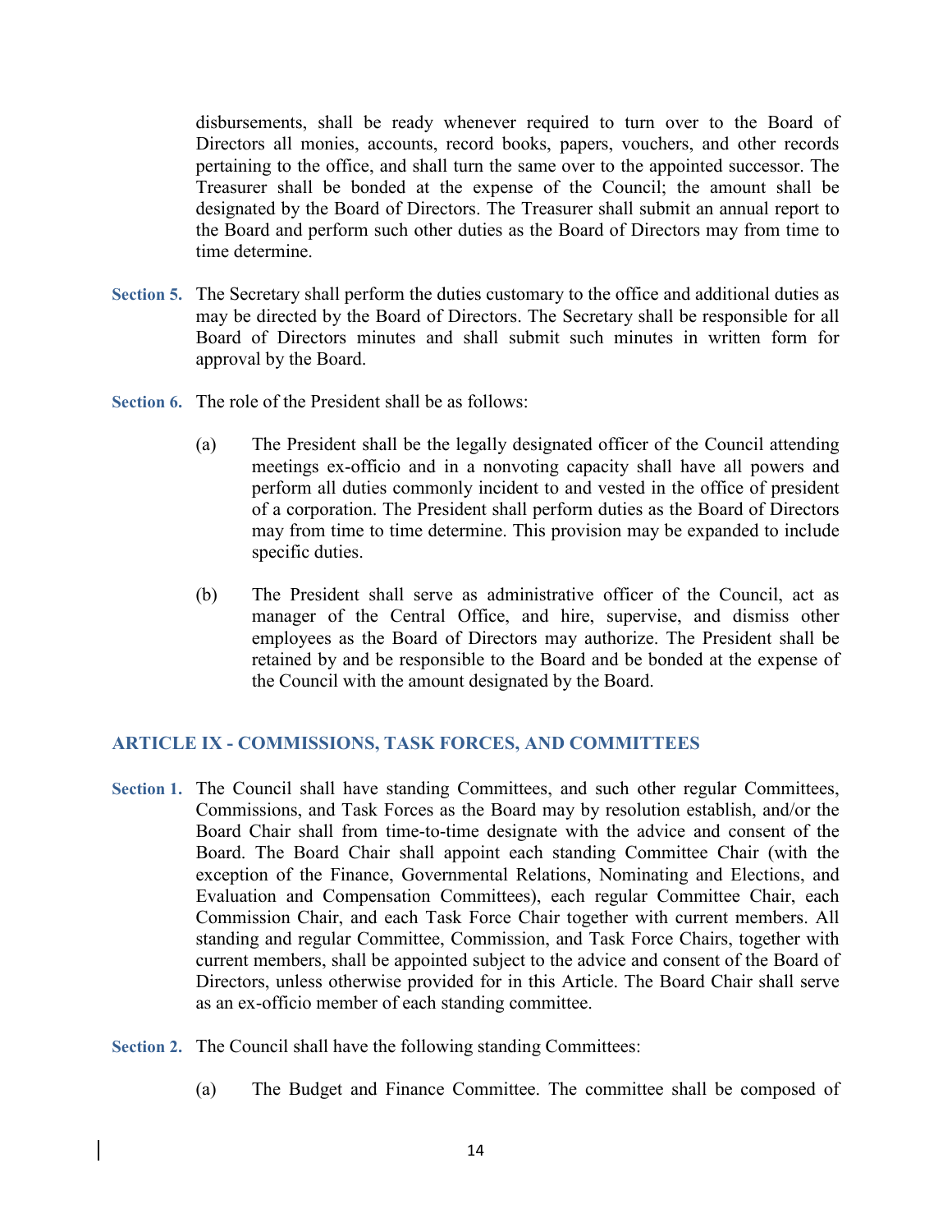disbursements, shall be ready whenever required to turn over to the Board of Directors all monies, accounts, record books, papers, vouchers, and other records pertaining to the office, and shall turn the same over to the appointed successor. The Treasurer shall be bonded at the expense of the Council; the amount shall be designated by the Board of Directors. The Treasurer shall submit an annual report to the Board and perform such other duties as the Board of Directors may from time to time determine.

**Section 5.** The Secretary shall perform the duties customary to the office and additional duties as may be directed by the Board of Directors. The Secretary shall be responsible for all Board of Directors minutes and shall submit such minutes in written form for approval by the Board.

**Section 6.** The role of the President shall be as follows:

(a) The President shall be the legally designated officer of the Council attending meetings ex-officio and in a nonvoting capacity shall have all powers and perform all duties commonly incident to and vested in the office of president of a corporation. The President shall perform duties as the Board of Directors may from time to time determine. This provision may be expanded to include specific duties.

(b) The President shall serve as administrative officer of the Council, act as manager of the Central Office, and hire, supervise, and dismiss other employees as the Board of Directors may authorize. The President shall be retained by and be responsible to the Board and be bonded at the expense of the Council with the amount designated by the Board.

## ARTICLE IX - COMMISSIONS, TASK FORCES, AND COMMITTEES

**Section 1.** The Council shall have standing Committees, and such other regular Committees, Commissions, and Task Forces as the Board may by resolution establish, and/or the Board Chair shall from time-to-time designate with the advice and consent of the Board. The Board Chair shall appoint each standing Committee Chair (with the exception of the Finance, Governmental Relations, Nominating and Elections, and Evaluation and Compensation Committees), each regular Committee Chair, each Commission Chair, and each Task Force Chair together with current members. All standing and regular Committee, Commission, and Task Force Chairs, together with current members, shall be appointed subject to the advice and consent of the Board of Directors, unless otherwise provided for in this Article. The Board Chair shall serve as an ex-officio member of each standing committee.

**Section 2.** The Council shall have the following standing Committees:

(a) The Budget and Finance Committee. The committee shall be composed of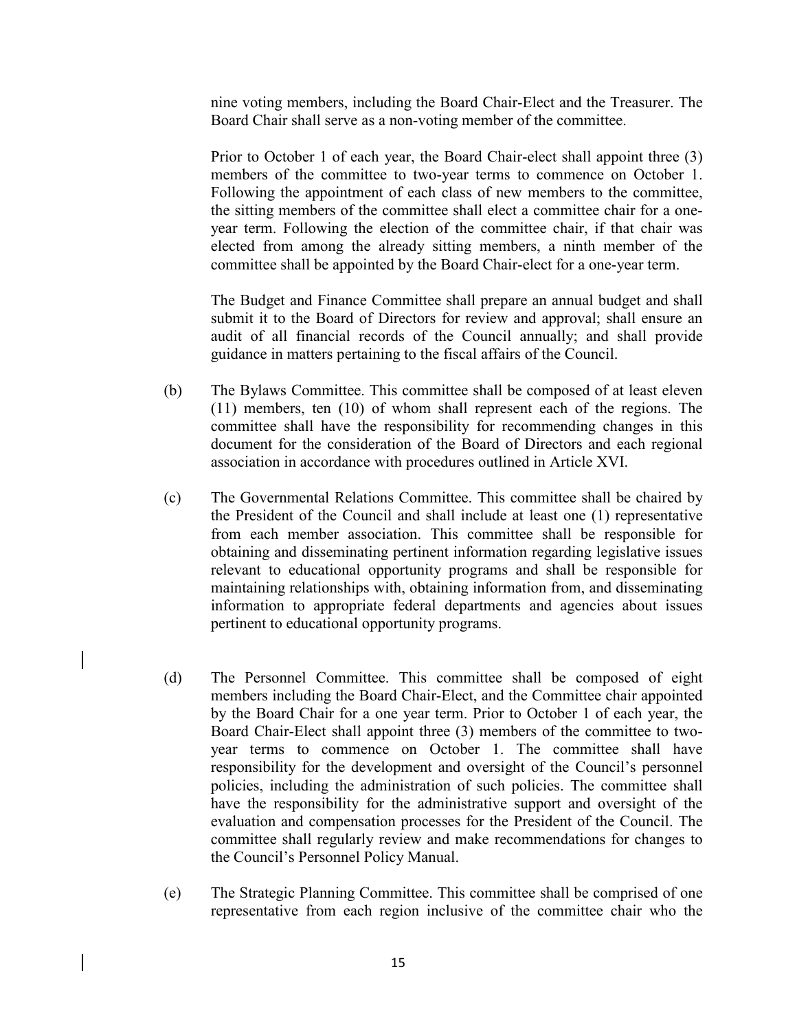nine voting members, including the Board Chair-Elect and the Treasurer. The Board Chair shall serve as a non-voting member of the committee.

Prior to October 1 of each year, the Board Chair-elect shall appoint three (3) members of the committee to two-year terms to commence on October 1. Following the appointment of each class of new members to the committee, the sitting members of the committee shall elect a committee chair for a one-year term. Following the election of the committee chair, if that chair was elected from among the already sitting members, a ninth member of the committee shall be appointed by the Board Chair-elect for a one-year term.

The Budget and Finance Committee shall prepare an annual budget and shall submit it to the Board of Directors for review and approval; shall ensure an audit of all financial records of the Council annually; and shall provide guidance in matters pertaining to the fiscal affairs of the Council.

(b) The Bylaws Committee. This committee shall be composed of at least eleven (11) members, ten (10) of whom shall represent each of the regions. The committee shall have the responsibility for recommending changes in this document for the consideration of the Board of Directors and each regional association in accordance with procedures outlined in Article XVI.

(c) The Governmental Relations Committee. This committee shall be chaired by the President of the Council and shall include at least one (1) representative from each member association. This committee shall be responsible for obtaining and disseminating pertinent information regarding legislative issues relevant to educational opportunity programs and shall be responsible for maintaining relationships with, obtaining information from, and disseminating information to appropriate federal departments and agencies about issues pertinent to educational opportunity programs.

(d) The Personnel Committee. This committee shall be composed of eight members including the Board Chair-Elect, and the Committee chair appointed by the Board Chair for a one year term. Prior to October 1 of each year, the Board Chair-Elect shall appoint three (3) members of the committee to two-year terms to commence on October 1. The committee shall have responsibility for the development and oversight of the Council's personnel policies, including the administration of such policies. The committee shall have the responsibility for the administrative support and oversight of the evaluation and compensation processes for the President of the Council. The committee shall regularly review and make recommendations for changes to the Council's Personnel Policy Manual.

(e) The Strategic Planning Committee. This committee shall be comprised of one representative from each region inclusive of the committee chair who the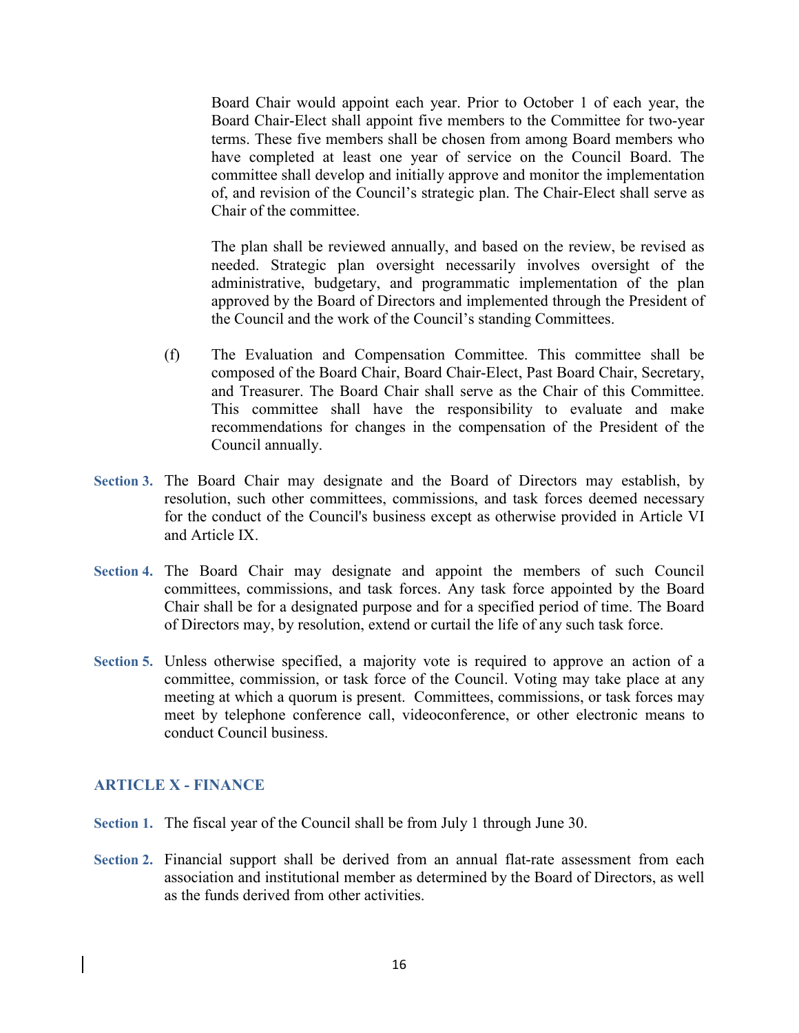Board Chair would appoint each year. Prior to October 1 of each year, the Board Chair-Elect shall appoint five members to the Committee for two-year terms. These five members shall be chosen from among Board members who have completed at least one year of service on the Council Board. The committee shall develop and initially approve and monitor the implementation of, and revision of the Council's strategic plan. The Chair-Elect shall serve as Chair of the committee.

The plan shall be reviewed annually, and based on the review, be revised as needed. Strategic plan oversight necessarily involves oversight of the administrative, budgetary, and programmatic implementation of the plan approved by the Board of Directors and implemented through the President of the Council and the work of the Council's standing Committees.

(f) The Evaluation and Compensation Committee. This committee shall be composed of the Board Chair, Board Chair-Elect, Past Board Chair, Secretary, and Treasurer. The Board Chair shall serve as the Chair of this Committee. This committee shall have the responsibility to evaluate and make recommendations for changes in the compensation of the President of the Council annually.

**Section 3.** The Board Chair may designate and the Board of Directors may establish, by resolution, such other committees, commissions, and task forces deemed necessary for the conduct of the Council's business except as otherwise provided in Article VI and Article IX.

**Section 4.** The Board Chair may designate and appoint the members of such Council committees, commissions, and task forces. Any task force appointed by the Board Chair shall be for a designated purpose and for a specified period of time. The Board of Directors may, by resolution, extend or curtail the life of any such task force.

**Section 5.** Unless otherwise specified, a majority vote is required to approve an action of a committee, commission, or task force of the Council. Voting may take place at any meeting at which a quorum is present. Committees, commissions, or task forces may meet by telephone conference call, videoconference, or other electronic means to conduct Council business.

## ARTICLE X - FINANCE

**Section 1.** The fiscal year of the Council shall be from July 1 through June 30.

**Section 2.** Financial support shall be derived from an annual flat-rate assessment from each association and institutional member as determined by the Board of Directors, as well as the funds derived from other activities.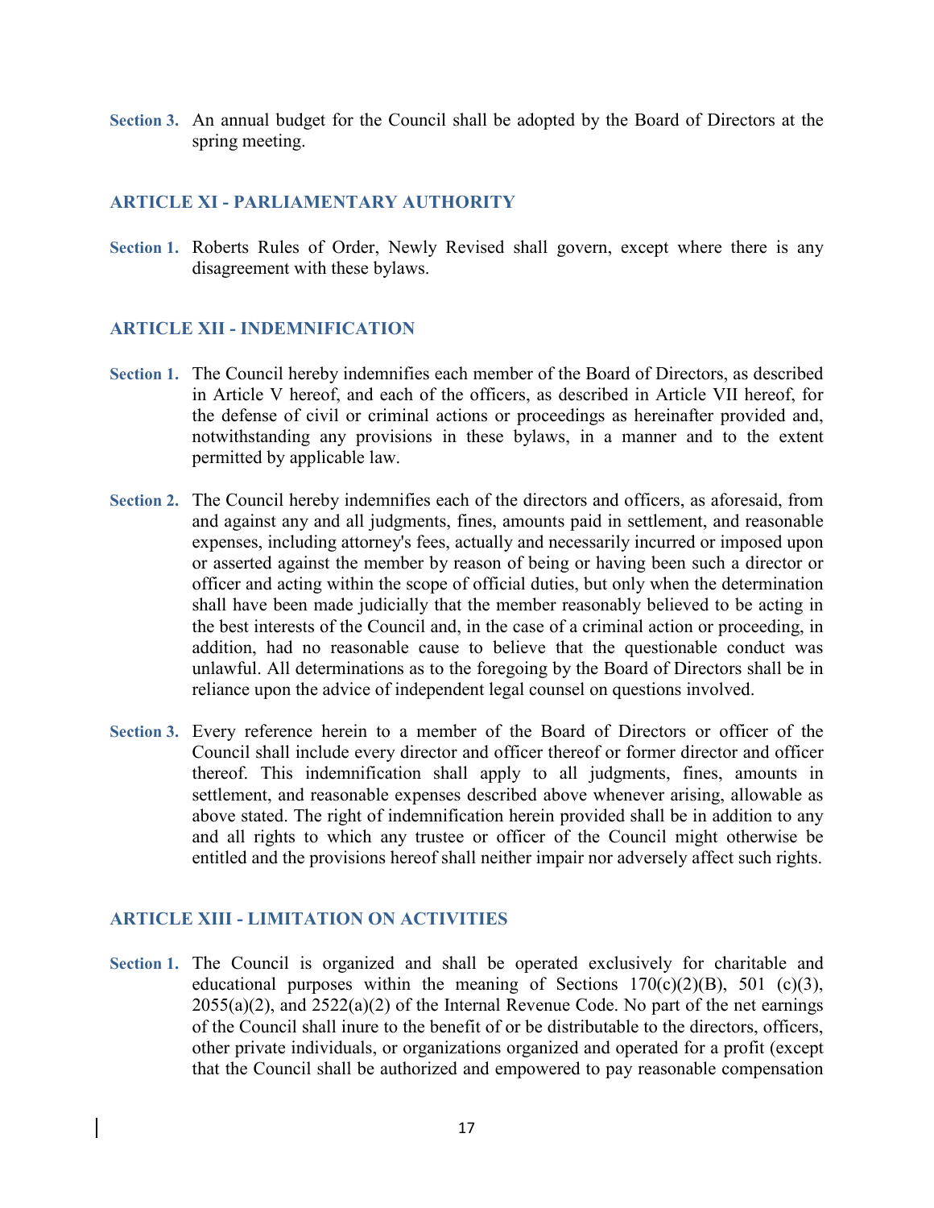**Section 3.** An annual budget for the Council shall be adopted by the Board of Directors at the spring meeting.

## ARTICLE XI - PARLIAMENTARY AUTHORITY

**Section 1.** Roberts Rules of Order, Newly Revised shall govern, except where there is any disagreement with these bylaws.

## ARTICLE XII - INDEMNIFICATION

**Section 1.** The Council hereby indemnifies each member of the Board of Directors, as described in Article V hereof, and each of the officers, as described in Article VII hereof, for the defense of civil or criminal actions or proceedings as hereinafter provided and, notwithstanding any provisions in these bylaws, in a manner and to the extent permitted by applicable law.

**Section 2.** The Council hereby indemnifies each of the directors and officers, as aforesaid, from and against any and all judgments, fines, amounts paid in settlement, and reasonable expenses, including attorney's fees, actually and necessarily incurred or imposed upon or asserted against the member by reason of being or having been such a director or officer and acting within the scope of official duties, but only when the determination shall have been made judicially that the member reasonably believed to be acting in the best interests of the Council and, in the case of a criminal action or proceeding, in addition, had no reasonable cause to believe that the questionable conduct was unlawful. All determinations as to the foregoing by the Board of Directors shall be in reliance upon the advice of independent legal counsel on questions involved.

**Section 3.** Every reference herein to a member of the Board of Directors or officer of the Council shall include every director and officer thereof or former director and officer thereof. This indemnification shall apply to all judgments, fines, amounts in settlement, and reasonable expenses described above whenever arising, allowable as above stated. The right of indemnification herein provided shall be in addition to any and all rights to which any trustee or officer of the Council might otherwise be entitled and the provisions hereof shall neither impair nor adversely affect such rights.

## ARTICLE XIII - LIMITATION ON ACTIVITIES

**Section 1.** The Council is organized and shall be operated exclusively for charitable and educational purposes within the meaning of Sections 170(c)(2)(B), 501 (c)(3), 2055(a)(2), and 2522(a)(2) of the Internal Revenue Code. No part of the net earnings of the Council shall inure to the benefit of or be distributable to the directors, officers, other private individuals, or organizations organized and operated for a profit (except that the Council shall be authorized and empowered to pay reasonable compensation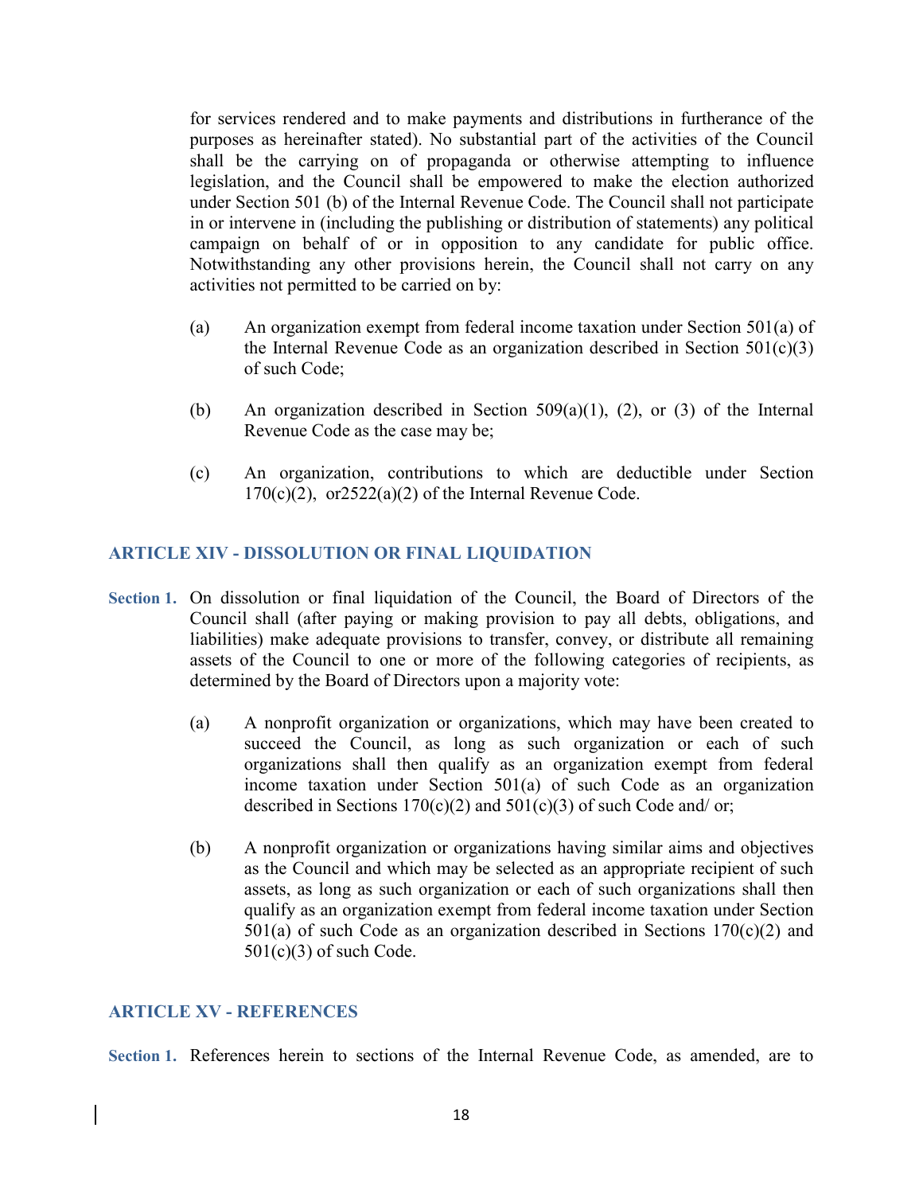for services rendered and to make payments and distributions in furtherance of the purposes as hereinafter stated). No substantial part of the activities of the Council shall be the carrying on of propaganda or otherwise attempting to influence legislation, and the Council shall be empowered to make the election authorized under Section 501 (b) of the Internal Revenue Code. The Council shall not participate in or intervene in (including the publishing or distribution of statements) any political campaign on behalf of or in opposition to any candidate for public office. Notwithstanding any other provisions herein, the Council shall not carry on any activities not permitted to be carried on by:

(a) An organization exempt from federal income taxation under Section 501(a) of the Internal Revenue Code as an organization described in Section 501(c)(3) of such Code;

(b) An organization described in Section 509(a)(1), (2), or (3) of the Internal Revenue Code as the case may be;

(c) An organization, contributions to which are deductible under Section 170(c)(2), or2522(a)(2) of the Internal Revenue Code.

## ARTICLE XIV - DISSOLUTION OR FINAL LIQUIDATION

**Section 1.** On dissolution or final liquidation of the Council, the Board of Directors of the Council shall (after paying or making provision to pay all debts, obligations, and liabilities) make adequate provisions to transfer, convey, or distribute all remaining assets of the Council to one or more of the following categories of recipients, as determined by the Board of Directors upon a majority vote:

(a) A nonprofit organization or organizations, which may have been created to succeed the Council, as long as such organization or each of such organizations shall then qualify as an organization exempt from federal income taxation under Section 501(a) of such Code as an organization described in Sections 170(c)(2) and 501(c)(3) of such Code and/ or;

(b) A nonprofit organization or organizations having similar aims and objectives as the Council and which may be selected as an appropriate recipient of such assets, as long as such organization or each of such organizations shall then qualify as an organization exempt from federal income taxation under Section 501(a) of such Code as an organization described in Sections 170(c)(2) and 501(c)(3) of such Code.

## ARTICLE XV - REFERENCES

**Section 1.** References herein to sections of the Internal Revenue Code, as amended, are to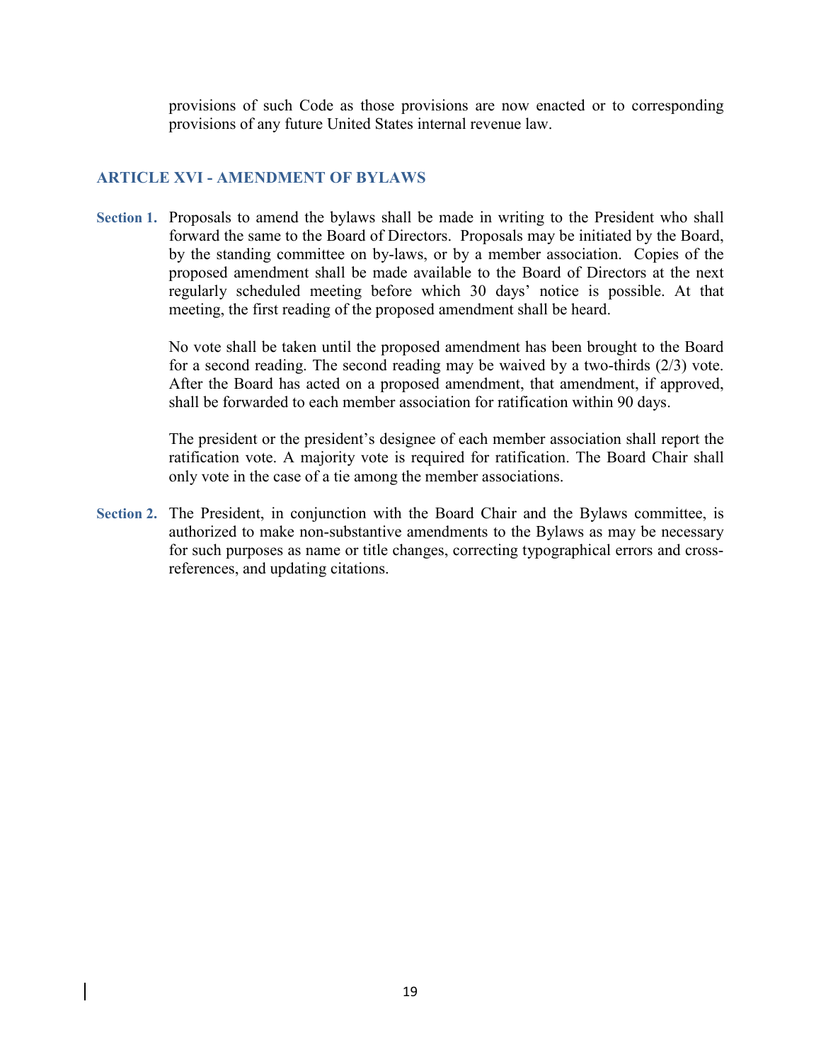provisions of such Code as those provisions are now enacted or to corresponding provisions of any future United States internal revenue law.

## ARTICLE XVI - AMENDMENT OF BYLAWS

**Section 1.** Proposals to amend the bylaws shall be made in writing to the President who shall forward the same to the Board of Directors. Proposals may be initiated by the Board, by the standing committee on by-laws, or by a member association. Copies of the proposed amendment shall be made available to the Board of Directors at the next regularly scheduled meeting before which 30 days' notice is possible. At that meeting, the first reading of the proposed amendment shall be heard.

No vote shall be taken until the proposed amendment has been brought to the Board for a second reading. The second reading may be waived by a two-thirds (2/3) vote. After the Board has acted on a proposed amendment, that amendment, if approved, shall be forwarded to each member association for ratification within 90 days.

The president or the president's designee of each member association shall report the ratification vote. A majority vote is required for ratification. The Board Chair shall only vote in the case of a tie among the member associations.

**Section 2.** The President, in conjunction with the Board Chair and the Bylaws committee, is authorized to make non-substantive amendments to the Bylaws as may be necessary for such purposes as name or title changes, correcting typographical errors and cross-references, and updating citations.